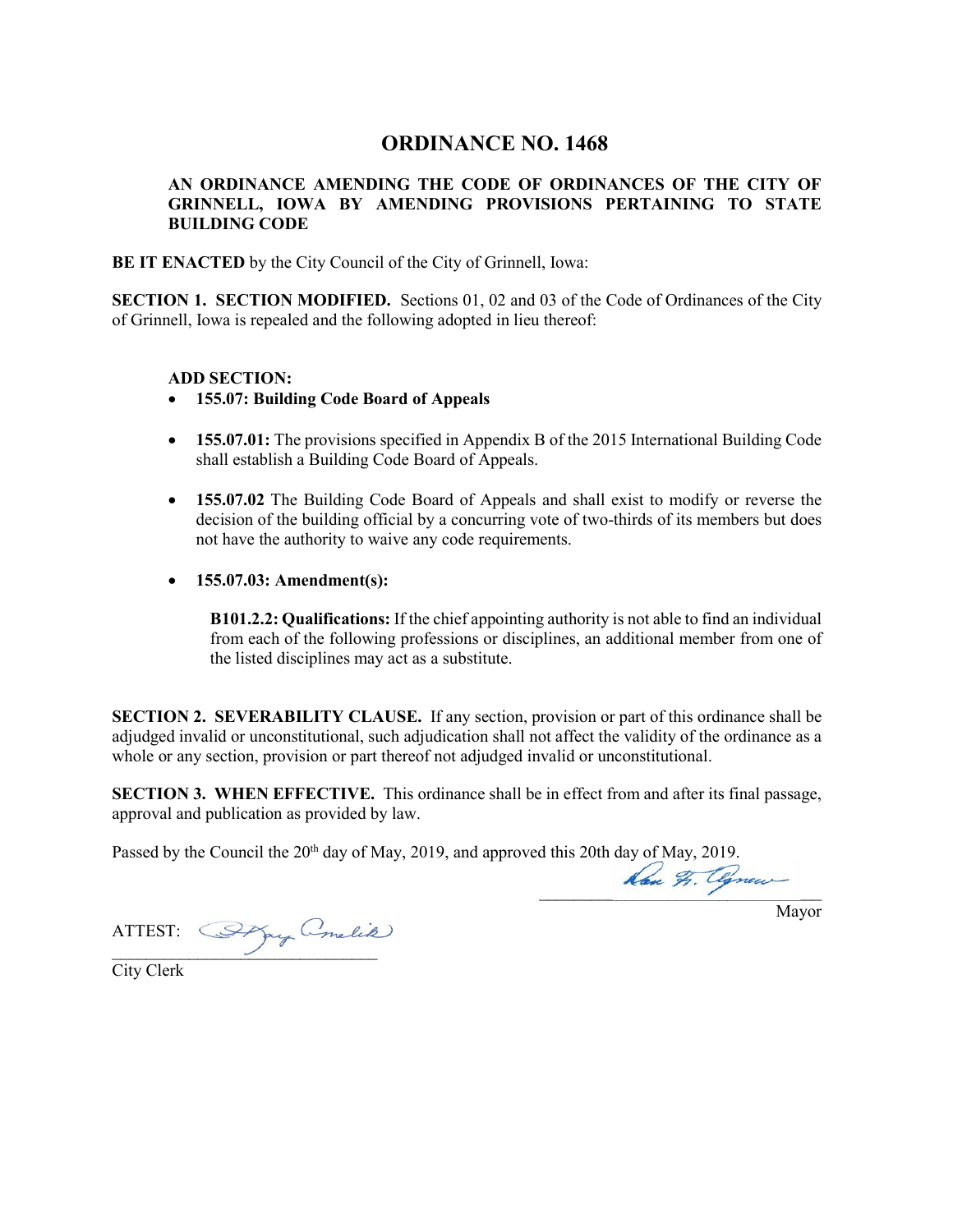# ORDINANCE NO. 1468

**AN ORDINANCE AMENDING THE CODE OF ORDINANCES OF THE CITY OF GRINNELL, IOWA BY AMENDING PROVISIONS PERTAINING TO STATE BUILDING CODE**

**BE IT ENACTED** by the City Council of the City of Grinnell, Iowa:

**SECTION 1. SECTION MODIFIED.** Sections 01, 02 and 03 of the Code of Ordinances of the City of Grinnell, Iowa is repealed and the following adopted in lieu thereof:

**ADD SECTION:**

- **155.07: Building Code Board of Appeals**
- **155.07.01:** The provisions specified in Appendix B of the 2015 International Building Code shall establish a Building Code Board of Appeals.
- **155.07.02** The Building Code Board of Appeals and shall exist to modify or reverse the decision of the building official by a concurring vote of two-thirds of its members but does not have the authority to waive any code requirements.
- **155.07.03: Amendment(s):**

  **B101.2.2: Qualifications:** If the chief appointing authority is not able to find an individual from each of the following professions or disciplines, an additional member from one of the listed disciplines may act as a substitute.

**SECTION 2. SEVERABILITY CLAUSE.** If any section, provision or part of this ordinance shall be adjudged invalid or unconstitutional, such adjudication shall not affect the validity of the ordinance as a whole or any section, provision or part thereof not adjudged invalid or unconstitutional.

**SECTION 3. WHEN EFFECTIVE.** This ordinance shall be in effect from and after its final passage, approval and publication as provided by law.

Passed by the Council the 20th day of May, 2019, and approved this 20th day of May, 2019.

Dan F. Agnew
_______________________________
Mayor

ATTEST: Kay Cmelik
_______________________________
City Clerk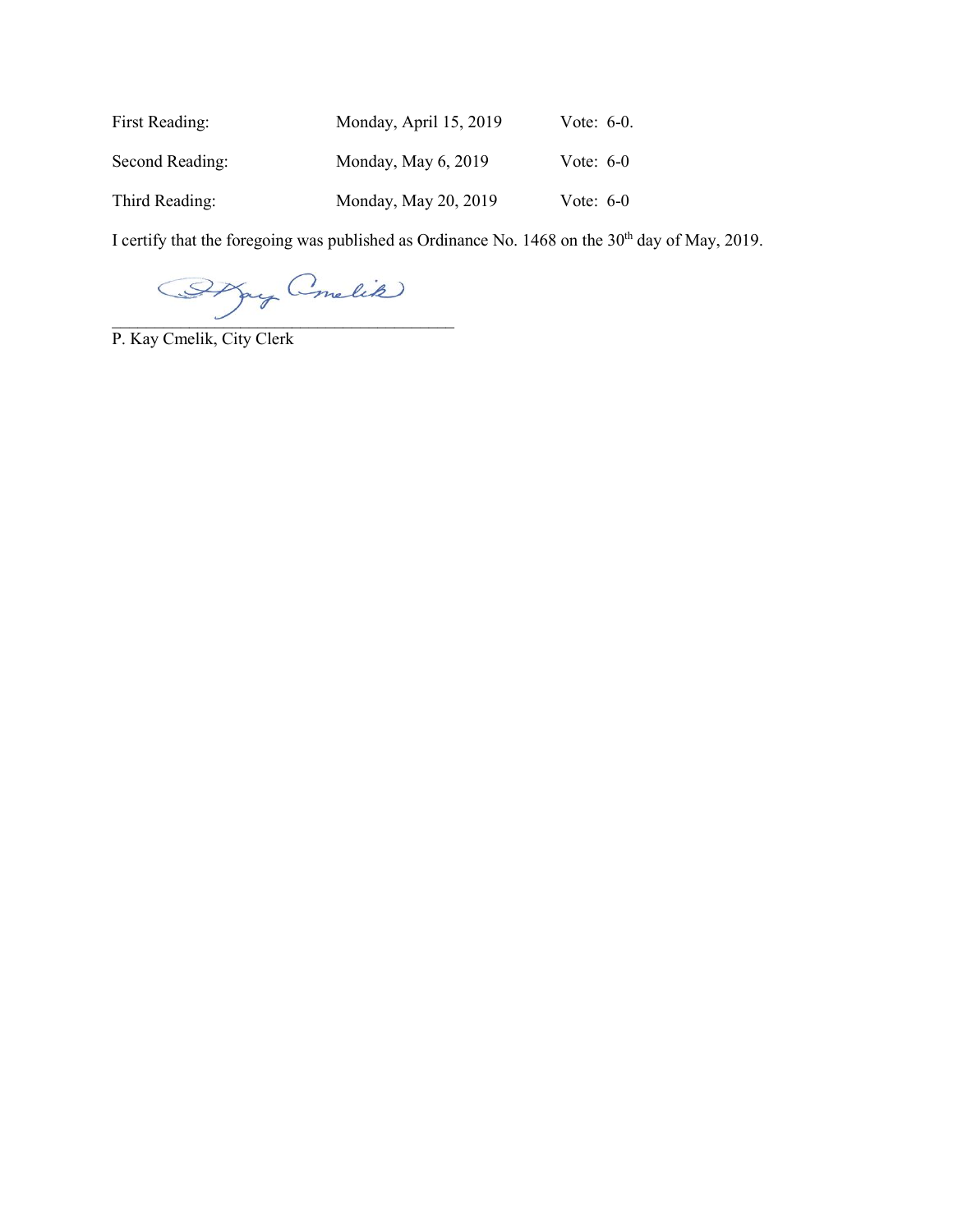| | | |
|---|---|---|
| First Reading: | Monday, April 15, 2019 | Vote: 6-0. |
| Second Reading: | Monday, May 6, 2019 | Vote: 6-0 |
| Third Reading: | Monday, May 20, 2019 | Vote: 6-0 |

I certify that the foregoing was published as Ordinance No. 1468 on the 30th day of May, 2019.

\_\_\_\_\_\_\_\_\_\_\_\_\_\_\_\_\_\_\_\_\_\_\_\_\_\_\_\_\_\_\_\_\_\_\_\_\_\_\_\_

P. Kay Cmelik, City Clerk